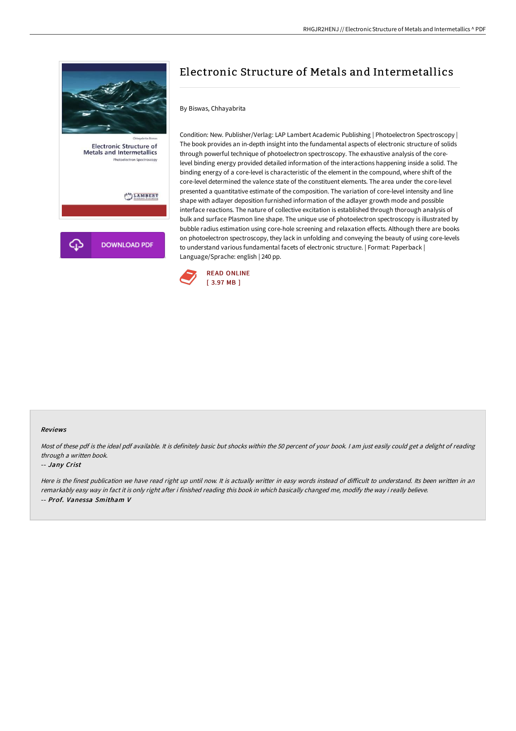# Electronic Structure of Metals and Intermetallics

By Biswas, Chhayabrita

Condition: New. Publisher/Verlag: LAP Lambert Academic Publishing | Photoelectron Spectroscopy | The book provides an in-depth insight into the fundamental aspects of electronic structure of solids through powerful technique of photoelectron spectroscopy. The exhaustive analysis of the core-level binding energy provided detailed information of the interactions happening inside a solid. The binding energy of a core-level is characteristic of the element in the compound, where shift of the core-level determined the valence state of the constituent elements. The area under the core-level presented a quantitative estimate of the composition. The variation of core-level intensity and line shape with adlayer deposition furnished information of the adlayer growth mode and possible interface reactions. The nature of collective excitation is established through thorough analysis of bulk and surface Plasmon line shape. The unique use of photoelectron spectroscopy is illustrated by bubble radius estimation using core-hole screening and relaxation effects. Although there are books on photoelectron spectroscopy, they lack in unfolding and conveying the beauty of using core-levels to understand various fundamental facets of electronic structure. | Format: Paperback | Language/Sprache: english | 240 pp.

READ ONLINE
[ 3.97 MB ]

DOWNLOAD PDF

### Reviews

*Most of these pdf is the ideal pdf available. It is definitely basic but shocks within the 50 percent of your book. I am just easily could get a delight of reading through a written book.*

*-- Jany Crist*

*Here is the finest publication we have read right up until now. It is actually writter in easy words instead of difficult to understand. Its been written in an remarkably easy way in fact it is only right after i finished reading this book in which basically changed me, modify the way i really believe.*

*-- Prof. Vanessa Smitham V*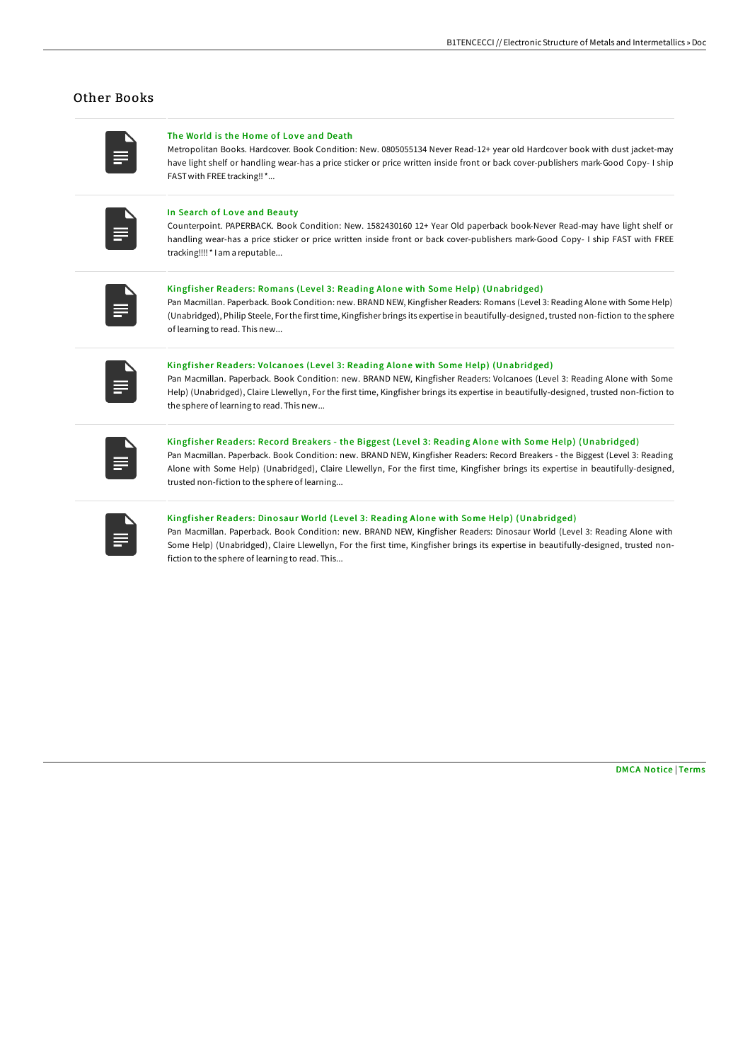## Other Books

### The World is the Home of Love and Death

Metropolitan Books. Hardcover. Book Condition: New. 0805055134 Never Read-12+ year old Hardcover book with dust jacket-may have light shelf or handling wear-has a price sticker or price written inside front or back cover-publishers mark-Good Copy- I ship FAST with FREE tracking!! *...

### In Search of Love and Beauty

Counterpoint. PAPERBACK. Book Condition: New. 1582430160 12+ Year Old paperback book-Never Read-may have light shelf or handling wear-has a price sticker or price written inside front or back cover-publishers mark-Good Copy- I ship FAST with FREE tracking!!!! * I am a reputable...

### Kingfisher Readers: Romans (Level 3: Reading Alone with Some Help) (Unabridged)

Pan Macmillan. Paperback. Book Condition: new. BRAND NEW, Kingfisher Readers: Romans (Level 3: Reading Alone with Some Help) (Unabridged), Philip Steele, For the first time, Kingfisher brings its expertise in beautifully-designed, trusted non-fiction to the sphere of learning to read. This new...

### Kingfisher Readers: Volcanoes (Level 3: Reading Alone with Some Help) (Unabridged)

Pan Macmillan. Paperback. Book Condition: new. BRAND NEW, Kingfisher Readers: Volcanoes (Level 3: Reading Alone with Some Help) (Unabridged), Claire Llewellyn, For the first time, Kingfisher brings its expertise in beautifully-designed, trusted non-fiction to the sphere of learning to read. This new...

### Kingfisher Readers: Record Breakers - the Biggest (Level 3: Reading Alone with Some Help) (Unabridged)

Pan Macmillan. Paperback. Book Condition: new. BRAND NEW, Kingfisher Readers: Record Breakers - the Biggest (Level 3: Reading Alone with Some Help) (Unabridged), Claire Llewellyn, For the first time, Kingfisher brings its expertise in beautifully-designed, trusted non-fiction to the sphere of learning...

### Kingfisher Readers: Dinosaur World (Level 3: Reading Alone with Some Help) (Unabridged)

Pan Macmillan. Paperback. Book Condition: new. BRAND NEW, Kingfisher Readers: Dinosaur World (Level 3: Reading Alone with Some Help) (Unabridged), Claire Llewellyn, For the first time, Kingfisher brings its expertise in beautifully-designed, trusted non-fiction to the sphere of learning to read. This...

DMCA Notice | Terms